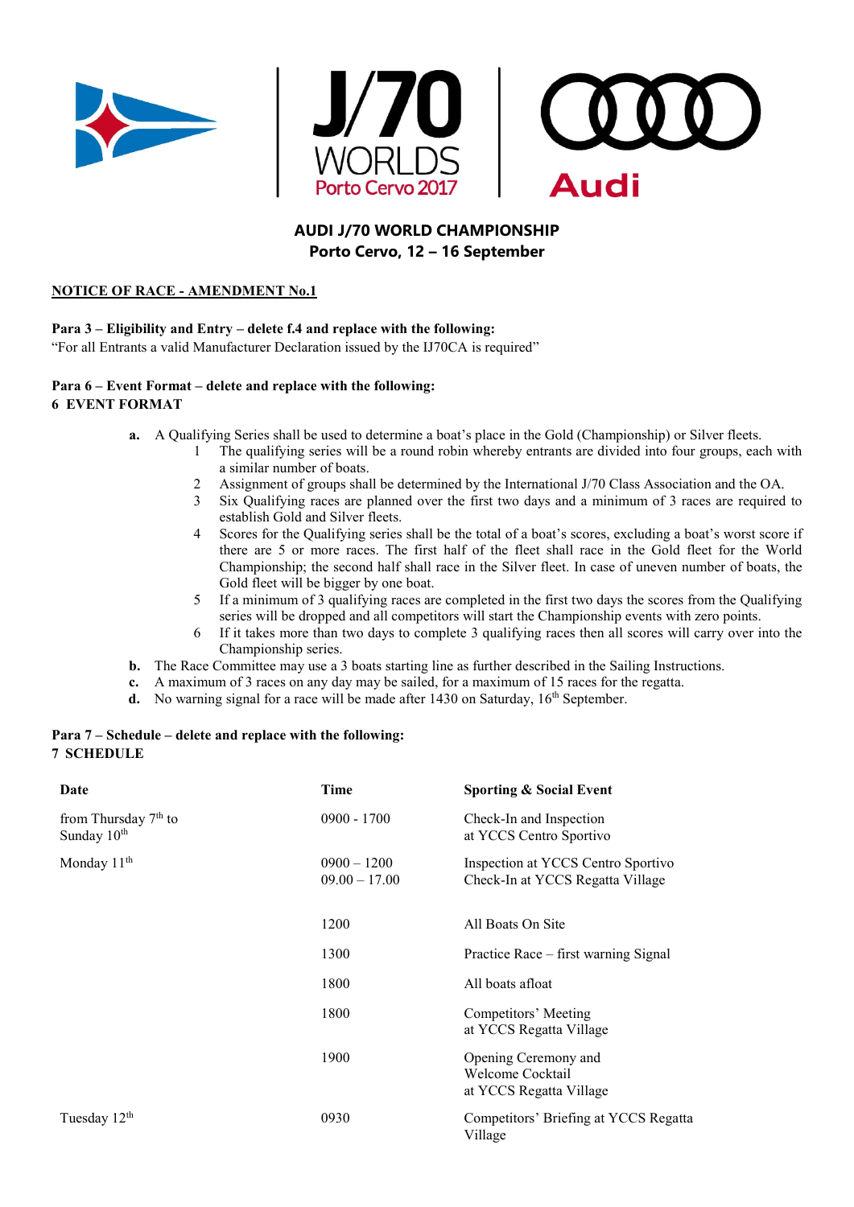J/70 WORLDS
Porto Cervo 2017

Audi

## AUDI J/70 WORLD CHAMPIONSHIP
## Porto Cervo, 12 – 16 September

**NOTICE OF RACE - AMENDMENT No.1**

**Para 3 – Eligibility and Entry – delete f.4 and replace with the following:**
"For all Entrants a valid Manufacturer Declaration issued by the IJ70CA is required"

**Para 6 – Event Format – delete and replace with the following:**
**6 EVENT FORMAT**

**a.** A Qualifying Series shall be used to determine a boat's place in the Gold (Championship) or Silver fleets.

1. The qualifying series will be a round robin whereby entrants are divided into four groups, each with a similar number of boats.
2. Assignment of groups shall be determined by the International J/70 Class Association and the OA.
3. Six Qualifying races are planned over the first two days and a minimum of 3 races are required to establish Gold and Silver fleets.
4. Scores for the Qualifying series shall be the total of a boat's scores, excluding a boat's worst score if there are 5 or more races. The first half of the fleet shall race in the Gold fleet for the World Championship; the second half shall race in the Silver fleet. In case of uneven number of boats, the Gold fleet will be bigger by one boat.
5. If a minimum of 3 qualifying races are completed in the first two days the scores from the Qualifying series will be dropped and all competitors will start the Championship events with zero points.
6. If it takes more than two days to complete 3 qualifying races then all scores will carry over into the Championship series.

**b.** The Race Committee may use a 3 boats starting line as further described in the Sailing Instructions.

**c.** A maximum of 3 races on any day may be sailed, for a maximum of 15 races for the regatta.

**d.** No warning signal for a race will be made after 1430 on Saturday, 16th September.

**Para 7 – Schedule – delete and replace with the following:**
**7 SCHEDULE**

| Date | Time | Sporting & Social Event |
|---|---|---|
| from Thursday 7th to Sunday 10th | 0900 - 1700 | Check-In and Inspection at YCCS Centro Sportivo |
| Monday 11th | 0900 – 1200<br>09.00 – 17.00 | Inspection at YCCS Centro Sportivo<br>Check-In at YCCS Regatta Village |
| | 1200 | All Boats On Site |
| | 1300 | Practice Race – first warning Signal |
| | 1800 | All boats afloat |
| | 1800 | Competitors' Meeting at YCCS Regatta Village |
| | 1900 | Opening Ceremony and Welcome Cocktail at YCCS Regatta Village |
| Tuesday 12th | 0930 | Competitors' Briefing at YCCS Regatta Village |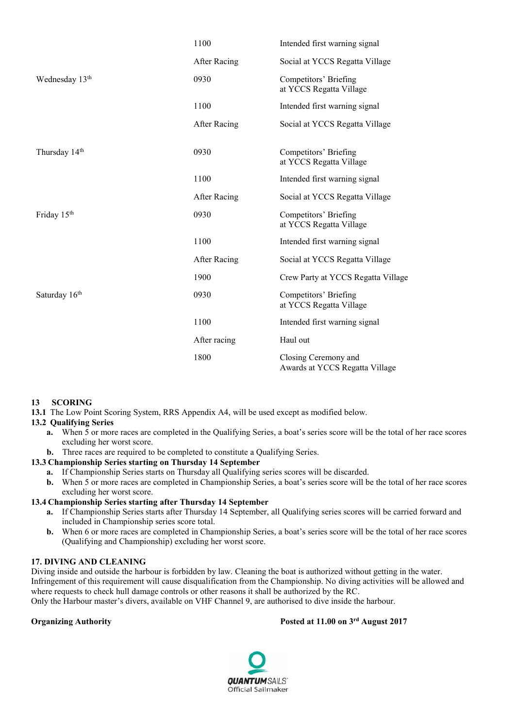| | | |
|---|---|---|
| | 1100 | Intended first warning signal |
| | After Racing | Social at YCCS Regatta Village |
| Wednesday 13th | 0930 | Competitors' Briefing at YCCS Regatta Village |
| | 1100 | Intended first warning signal |
| | After Racing | Social at YCCS Regatta Village |
| Thursday 14th | 0930 | Competitors' Briefing at YCCS Regatta Village |
| | 1100 | Intended first warning signal |
| | After Racing | Social at YCCS Regatta Village |
| Friday 15th | 0930 | Competitors' Briefing at YCCS Regatta Village |
| | 1100 | Intended first warning signal |
| | After Racing | Social at YCCS Regatta Village |
| | 1900 | Crew Party at YCCS Regatta Village |
| Saturday 16th | 0930 | Competitors' Briefing at YCCS Regatta Village |
| | 1100 | Intended first warning signal |
| | After racing | Haul out |
| | 1800 | Closing Ceremony and Awards at YCCS Regatta Village |

## 13 SCORING

**13.1** The Low Point Scoring System, RRS Appendix A4, will be used except as modified below.

**13.2 Qualifying Series**

- **a.** When 5 or more races are completed in the Qualifying Series, a boat's series score will be the total of her race scores excluding her worst score.
- **b.** Three races are required to be completed to constitute a Qualifying Series.

**13.3 Championship Series starting on Thursday 14 September**

- **a.** If Championship Series starts on Thursday all Qualifying series scores will be discarded.
- **b.** When 5 or more races are completed in Championship Series, a boat's series score will be the total of her race scores excluding her worst score.

**13.4 Championship Series starting after Thursday 14 September**

- **a.** If Championship Series starts after Thursday 14 September, all Qualifying series scores will be carried forward and included in Championship series score total.
- **b.** When 6 or more races are completed in Championship Series, a boat's series score will be the total of her race scores (Qualifying and Championship) excluding her worst score.

## 17. DIVING AND CLEANING

Diving inside and outside the harbour is forbidden by law. Cleaning the boat is authorized without getting in the water. Infringement of this requirement will cause disqualification from the Championship. No diving activities will be allowed and where requests to check hull damage controls or other reasons it shall be authorized by the RC.
Only the Harbour master's divers, available on VHF Channel 9, are authorised to dive inside the harbour.

**Organizing Authority** **Posted at 11.00 on 3rd August 2017**

QUANTUM SAILS Official Sailmaker